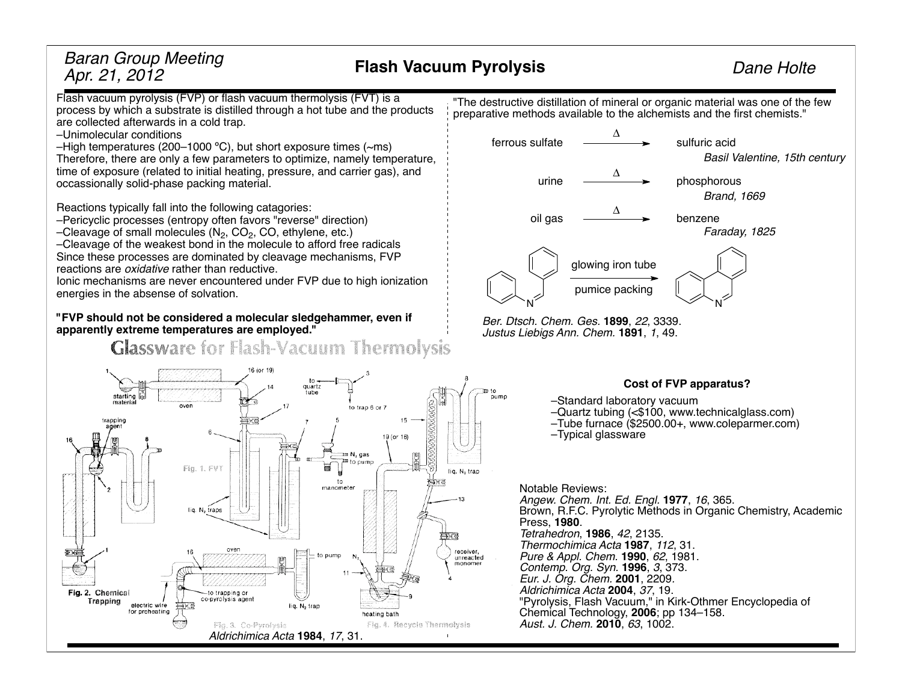# Flash Vacuum Pyrolysis

Baran Group Meeting
Apr. 21, 2012

Dane Holte

Flash vacuum pyrolysis (FVP) or flash vacuum thermolysis (FVT) is a process by which a substrate is distilled through a hot tube and the products are collected afterwards in a cold trap.
–Unimolecular conditions
–High temperatures (200–1000 ºC), but short exposure times (~ms)
Therefore, there are only a few parameters to optimize, namely temperature, time of exposure (related to initial heating, pressure, and carrier gas), and occassionally solid-phase packing material.

Reactions typically fall into the following catagories:
–Pericyclic processes (entropy often favors "reverse" direction)
–Cleavage of small molecules ($N_2$, $CO_2$, CO, ethylene, etc.)
–Cleavage of the weakest bond in the molecule to afford free radicals
Since these processes are dominated by cleavage mechanisms, FVP reactions are *oxidative* rather than reductive.
Ionic mechanisms are never encountered under FVP due to high ionization energies in the absense of solvation.

**"FVP should not be considered a molecular sledgehammer, even if apparently extreme temperatures are employed."**

## Glassware for Flash-Vacuum Thermolysis

Fig. 1. FVT

Fig. 2. Chemical Trapping

Fig. 3. Co-Pyrolysis

Fig. 4. Recycle Thermolysis

*Aldrichimica Acta* **1984**, *17*, 31.

"The destructive distillation of mineral or organic material was one of the few preparative methods available to the alchemists and the first chemists."

ferrous sulfate → (Δ) sulfuric acid
*Basil Valentine, 15th century*

urine → (Δ) phosphorous
*Brand, 1669*

oil gas → (Δ) benzene
*Faraday, 1825*

glowing iron tube, pumice packing

*Ber. Dtsch. Chem. Ges.* **1899**, *22*, 3339.
*Justus Liebigs Ann. Chem.* **1891**, *1*, 49.

**Cost of FVP apparatus?**

–Standard laboratory vacuum
–Quartz tubing (<$100, www.technicalglass.com)
–Tube furnace ($2500.00+, www.coleparmer.com)
–Typical glassware

Notable Reviews:
*Angew. Chem. Int. Ed. Engl.* **1977**, *16*, 365.
Brown, R.F.C. Pyrolytic Methods in Organic Chemistry, Academic Press, **1980**.
*Tetrahedron*, **1986**, *42*, 2135.
*Thermochimica Acta* **1987**, *112*, 31.
*Pure & Appl. Chem.* **1990**, *62*, 1981.
*Contemp. Org. Syn.* **1996**, *3*, 373.
*Eur. J. Org. Chem.* **2001**, 2209.
*Aldrichimica Acta* **2004**, *37*, 19.
"Pyrolysis, Flash Vacuum," in Kirk-Othmer Encyclopedia of Chemical Technology, **2006**; pp 134–158.
*Aust. J. Chem.* **2010**, *63*, 1002.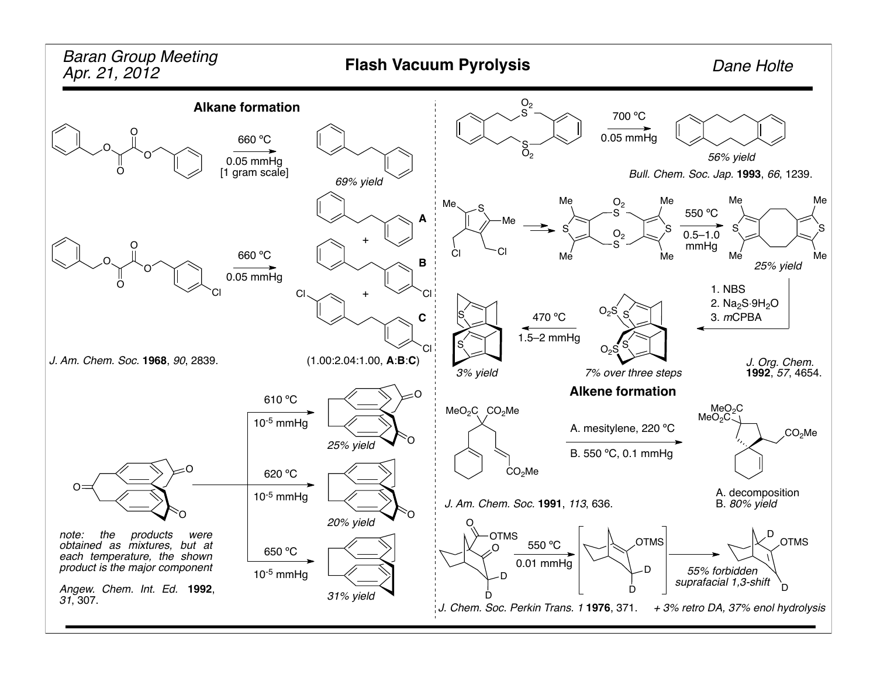# Flash Vacuum Pyrolysis

## Alkane formation

660 °C
0.05 mmHg
[1 gram scale]

*69% yield*

660 °C
0.05 mmHg

A + B + C

(1.00:2.04:1.00, **A**:**B**:**C**)

*J. Am. Chem. Soc.* **1968**, *90*, 2839.

610 °C
$10^{-5}$ mmHg
*25% yield*

620 °C
$10^{-5}$ mmHg
*20% yield*

650 °C
$10^{-5}$ mmHg
*31% yield*

*note: the products were obtained as mixtures, but at each temperature, the shown product is the major component*

*Angew. Chem. Int. Ed.* **1992**, *31*, 307.

700 °C
0.05 mmHg

*56% yield*

*Bull. Chem. Soc. Jap.* **1993**, *66*, 1239.

550 °C
0.5–1.0 mmHg

*25% yield*

1. NBS
2. $Na_2S{\cdot}9H_2O$
3. *m*CPBA

*7% over three steps*

470 °C
1.5–2 mmHg

*3% yield*

*J. Org. Chem.* **1992**, *57*, 4654.

## Alkene formation

A. mesitylene, 220 °C

B. 550 °C, 0.1 mmHg

A. decomposition
B. *80% yield*

*J. Am. Chem. Soc.* **1991**, *113*, 636.

550 °C
0.01 mmHg

*55% forbidden suprafacial 1,3-shift*

*J. Chem. Soc. Perkin Trans. 1* **1976**, 371.

*+ 3% retro DA, 37% enol hydrolysis*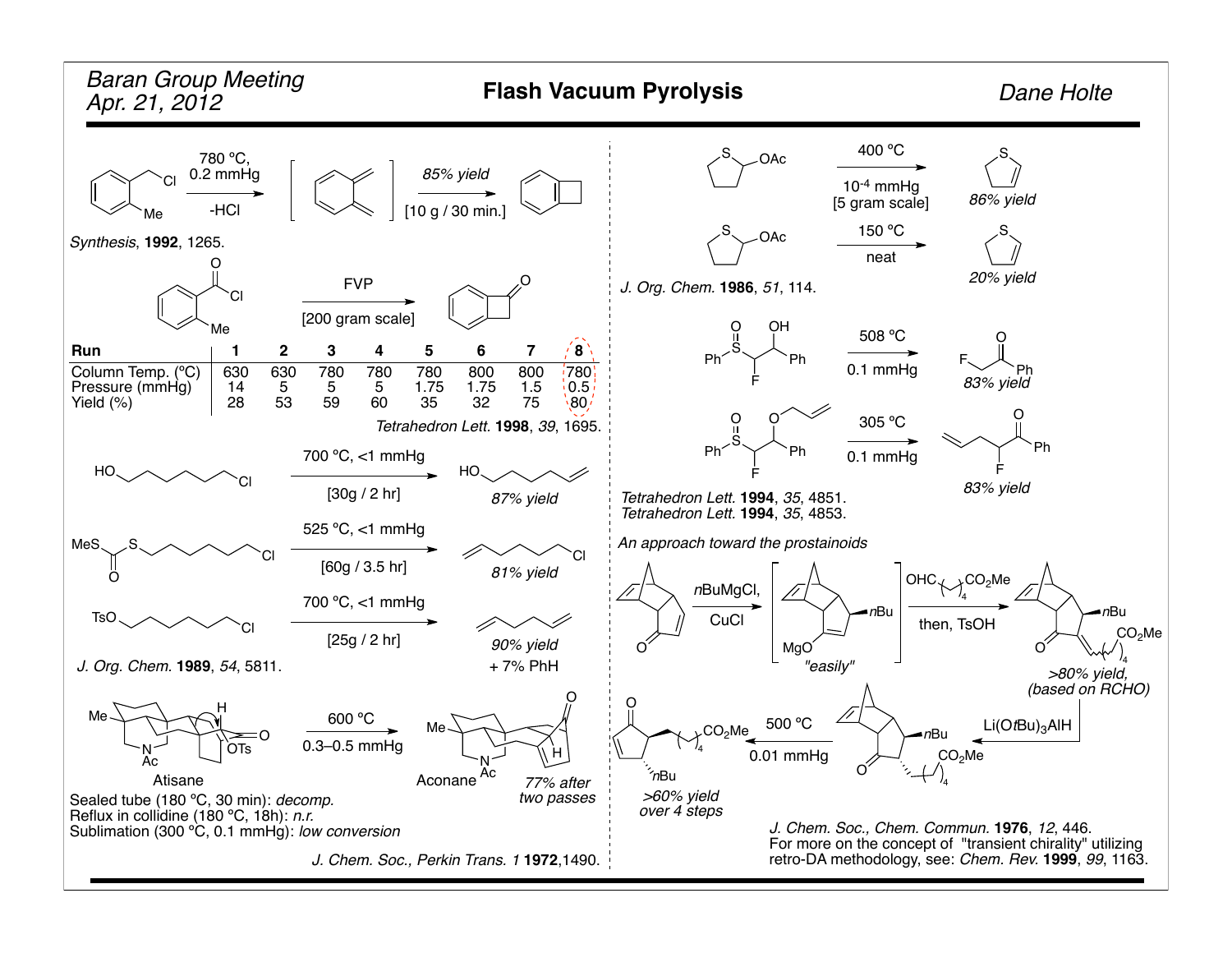# Flash Vacuum Pyrolysis

780 °C, 0.2 mmHg, -HCl → 85% yield [10 g / 30 min.]

*Synthesis*, **1992**, 1265.

FVP [200 gram scale]

| Run | 1 | 2 | 3 | 4 | 5 | 6 | 7 | 8 |
|---|---|---|---|---|---|---|---|---|
| Column Temp. (°C) | 630 | 630 | 780 | 780 | 780 | 800 | 800 | 780 |
| Pressure (mmHg) | 14 | 5 | 5 | 5 | 1.75 | 1.75 | 1.5 | 0.5 |
| Yield (%) | 28 | 53 | 59 | 60 | 35 | 32 | 75 | 80 |

*Tetrahedron Lett*. **1998**, *39*, 1695.

700 °C, <1 mmHg [30g / 2 hr] — 87% yield

525 °C, <1 mmHg [60g / 3.5 hr] — 81% yield

700 °C, <1 mmHg [25g / 2 hr] — 90% yield + 7% PhH

*J. Org. Chem*. **1989**, *54*, 5811.

Atisane → 600 °C, 0.3–0.5 mmHg → Aconane, 77% after two passes

Sealed tube (180 °C, 30 min): *decomp.*
Reflux in collidine (180 °C, 18h): *n.r.*
Sublimation (300 °C, 0.1 mmHg): *low conversion*

*J. Chem. Soc., Perkin Trans. 1* **1972**,1490.

400 °C, $10^{-4}$ mmHg [5 gram scale] — 86% yield

150 °C, neat — 20% yield

*J. Org. Chem*. **1986**, *51*, 114.

508 °C, 0.1 mmHg — 83% yield

305 °C, 0.1 mmHg — 83% yield

*Tetrahedron Lett*. **1994**, *35*, 4851.
*Tetrahedron Lett*. **1994**, *35*, 4853.

*An approach toward the prostainoids*

*n*BuMgCl, CuCl — *"easily"*; $OHC(CH_2)_4CO_2Me$, then, TsOH — >80% yield, (based on RCHO); Li(O*t*Bu)$_3$AlH; 500 °C, 0.01 mmHg — >60% yield over 4 steps

*J. Chem. Soc., Chem. Commun*. **1976**, *12*, 446.
For more on the concept of "transient chirality" utilizing retro-DA methodology, see: *Chem. Rev*. **1999**, *99*, 1163.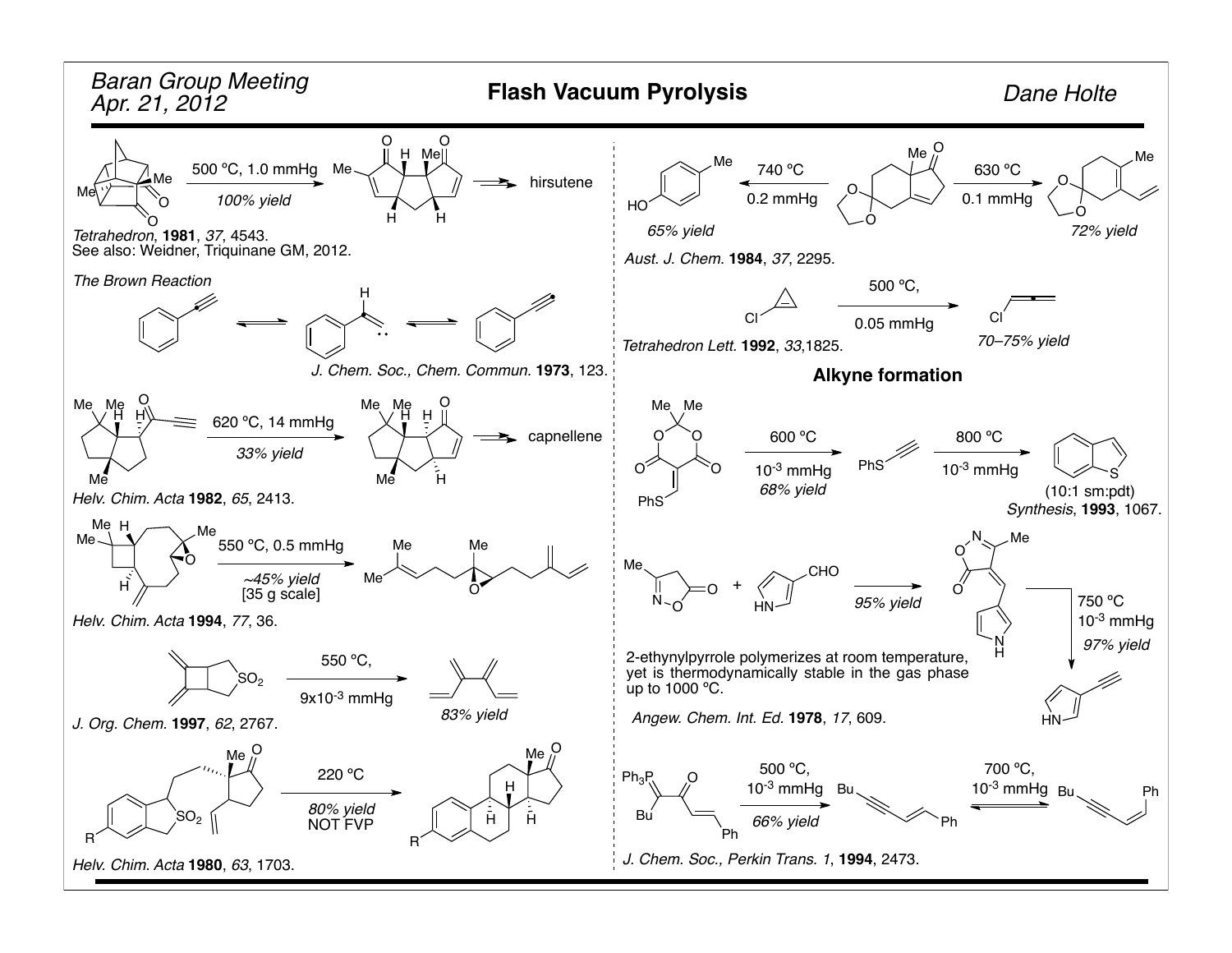# Flash Vacuum Pyrolysis

500 °C, 1.0 mmHg

*100% yield*

hirsutene

*Tetrahedron*, **1981**, *37*, 4543.
See also: Weidner, Triquinane GM, 2012.

*The Brown Reaction*

*J. Chem. Soc., Chem. Commun.* **1973**, 123.

620 °C, 14 mmHg

*33% yield*

capnellene

*Helv. Chim. Acta* **1982**, *65*, 2413.

550 °C, 0.5 mmHg

*~45% yield*
[35 g scale]

*Helv. Chim. Acta* **1994**, *77*, 36.

550 °C,

$9x10^{-3}$ mmHg

*83% yield*

*J. Org. Chem.* **1997**, *62*, 2767.

220 °C

*80% yield*
NOT FVP

*Helv. Chim. Acta* **1980**, *63*, 1703.

740 °C
0.2 mmHg

*65% yield*

630 °C
0.1 mmHg

*72% yield*

*Aust. J. Chem.* **1984**, *37*, 2295.

500 °C,

0.05 mmHg

*70–75% yield*

*Tetrahedron Lett.* **1992**, *33*,1825.

## Alkyne formation

600 °C

$10^{-3}$ mmHg
*68% yield*

800 °C

$10^{-3}$ mmHg

(10:1 sm:pdt)

*Synthesis*, **1993**, 1067.

*95% yield*

750 °C
$10^{-3}$ mmHg
*97% yield*

2-ethynylpyrrole polymerizes at room temperature, yet is thermodynamically stable in the gas phase up to 1000 °C.

*Angew. Chem. Int. Ed.* **1978**, *17*, 609.

500 °C,
$10^{-3}$ mmHg

*66% yield*

700 °C,
$10^{-3}$ mmHg

*J. Chem. Soc., Perkin Trans. 1*, **1994**, 2473.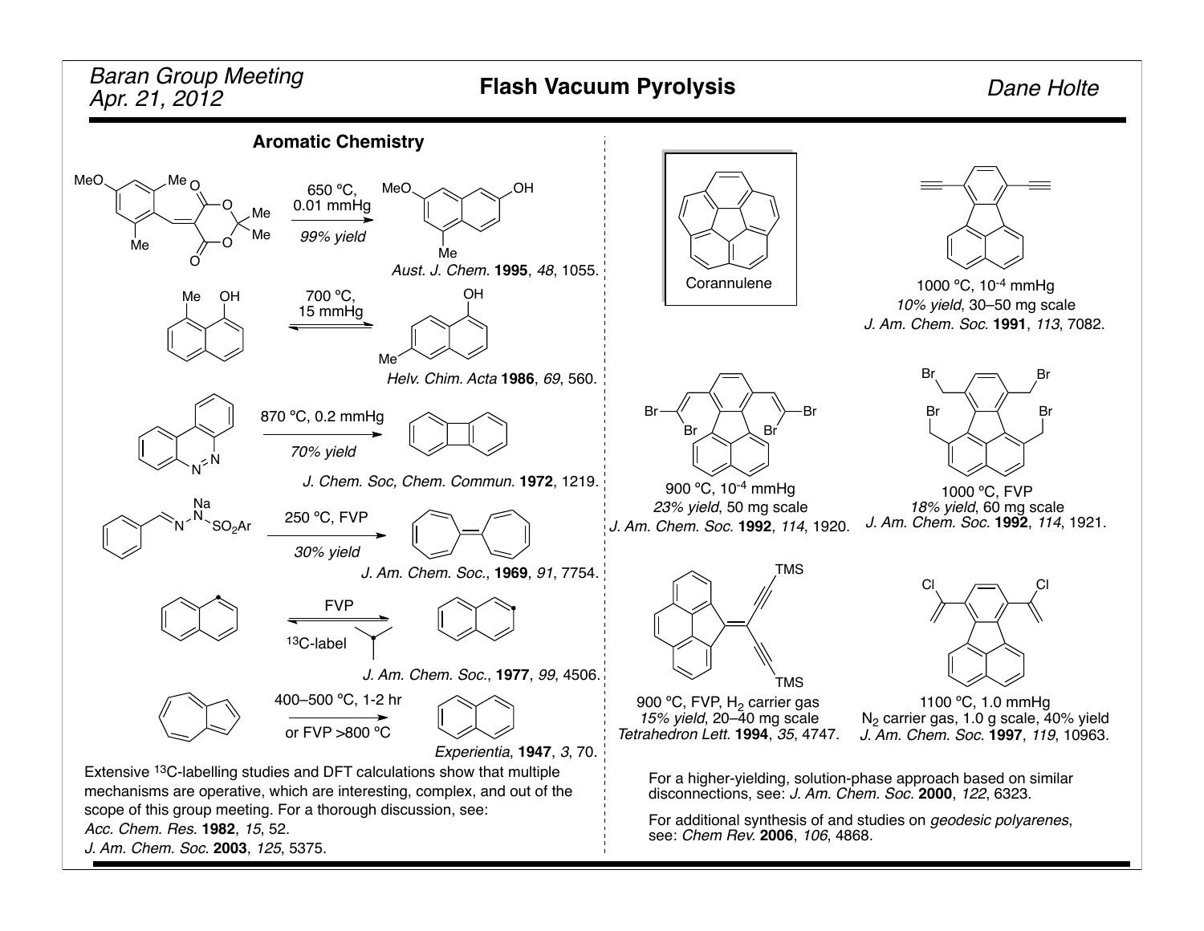# Flash Vacuum Pyrolysis

## Aromatic Chemistry

650 °C, 0.01 mmHg

*99% yield*

*Aust. J. Chem.* **1995**, *48*, 1055.

700 °C, 15 mmHg

*Helv. Chim. Acta* **1986**, *69*, 560.

870 °C, 0.2 mmHg

*70% yield*

*J. Chem. Soc, Chem. Commun.* **1972**, 1219.

250 °C, FVP

*30% yield*

*J. Am. Chem. Soc.*, **1969**, *91*, 7754.

FVP

$^{13}$C-label

*J. Am. Chem. Soc.*, **1977**, *99*, 4506.

400–500 °C, 1-2 hr

or FVP >800 °C

*Experientia*, **1947**, *3*, 70.

Extensive $^{13}$C-labelling studies and DFT calculations show that multiple mechanisms are operative, which are interesting, complex, and out of the scope of this group meeting. For a thorough discussion, see:

*Acc. Chem. Res.* **1982**, *15*, 52.

*J. Am. Chem. Soc.* **2003**, *125*, 5375.

Corannulene

1000 °C, $10^{-4}$ mmHg

*10% yield*, 30–50 mg scale

*J. Am. Chem. Soc.* **1991**, *113*, 7082.

900 °C, $10^{-4}$ mmHg

*23% yield*, 50 mg scale

*J. Am. Chem. Soc.* **1992**, *114*, 1920.

1000 °C, FVP

*18% yield*, 60 mg scale

*J. Am. Chem. Soc.* **1992**, *114*, 1921.

900 °C, FVP, $H_2$ carrier gas

*15% yield*, 20–40 mg scale

*Tetrahedron Lett.* **1994**, *35*, 4747.

1100 °C, 1.0 mmHg

$N_2$ carrier gas, 1.0 g scale, 40% yield

*J. Am. Chem. Soc.* **1997**, *119*, 10963.

For a higher-yielding, solution-phase approach based on similar disconnections, see: *J. Am. Chem. Soc.* **2000**, *122*, 6323.

For additional synthesis of and studies on *geodesic polyarenes*, see: *Chem Rev.* **2006**, *106*, 4868.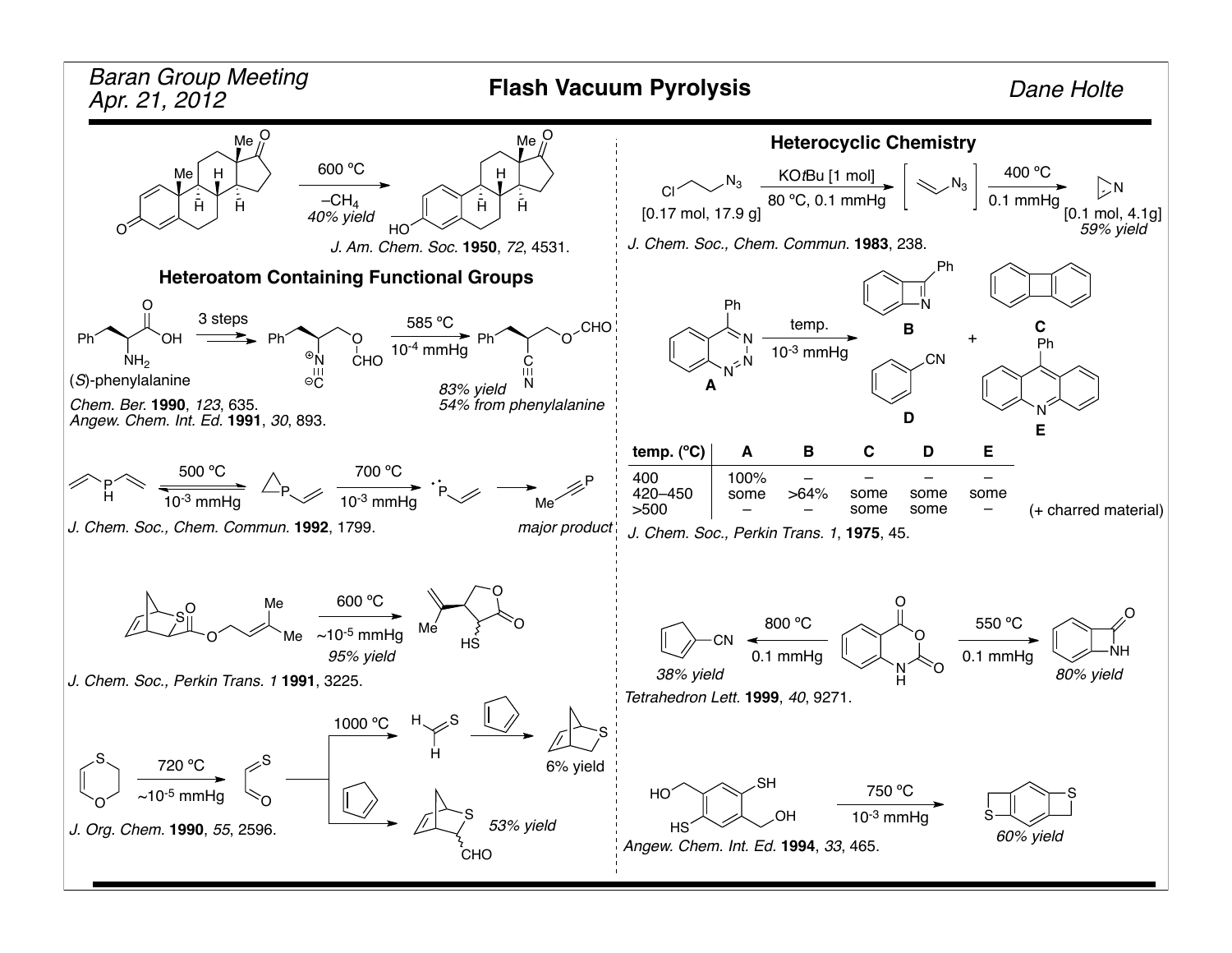## Flash Vacuum Pyrolysis

600 °C
$-CH_4$
*40% yield*

*J. Am. Chem. Soc.* **1950**, *72*, 4531.

### Heteroatom Containing Functional Groups

(*S*)-phenylalanine

3 steps

585 °C
$10^{-4}$ mmHg

*83% yield*
*54% from phenylalanine*

*Chem. Ber.* **1990**, *123*, 635.
*Angew. Chem. Int. Ed.* **1991**, *30*, 893.

500 °C
$10^{-3}$ mmHg

700 °C
$10^{-3}$ mmHg

*major product*

*J. Chem. Soc., Chem. Commun.* **1992**, 1799.

600 °C
~$10^{-5}$ mmHg
*95% yield*

*J. Chem. Soc., Perkin Trans. 1* **1991**, 3225.

720 °C
~$10^{-5}$ mmHg

1000 °C

6% yield

*53% yield*

*J. Org. Chem.* **1990**, *55*, 2596.

### Heterocyclic Chemistry

[0.17 mol, 17.9 g]

KO*t*Bu [1 mol]
80 °C, 0.1 mmHg

400 °C
0.1 mmHg

[0.1 mol, 4.1g]
*59% yield*

*J. Chem. Soc., Chem. Commun.* **1983**, 238.

A — temp. — $10^{-3}$ mmHg → B + C + D + E

| temp. (°C) | A | B | C | D | E |
|---|---|---|---|---|---|
| 400 | 100% | – | – | – | – |
| 420–450 | some | >64% | some | some | some |
| >500 | – | – | some | some | – |

(+ charred material)

*J. Chem. Soc., Perkin Trans. 1*, **1975**, 45.

800 °C
0.1 mmHg
*38% yield*

550 °C
0.1 mmHg
*80% yield*

*Tetrahedron Lett.* **1999**, *40*, 9271.

750 °C
$10^{-3}$ mmHg
*60% yield*

*Angew. Chem. Int. Ed.* **1994**, *33*, 465.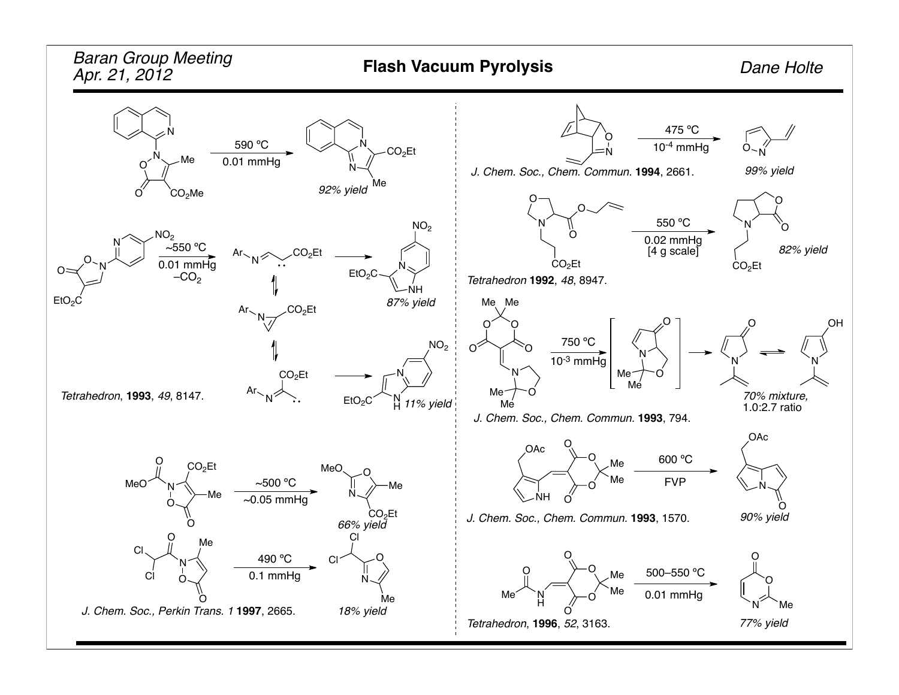# Flash Vacuum Pyrolysis

590 ºC
0.01 mmHg

92% yield

~550 ºC
0.01 mmHg
$-CO_2$

87% yield

11% yield

*Tetrahedron*, **1993**, *49*, 8147.

~500 ºC
~0.05 mmHg

66% yield

490 ºC
0.1 mmHg

18% yield

*J. Chem. Soc., Perkin Trans. 1* **1997**, 2665.

475 ºC
$10^{-4}$ mmHg

99% yield

*J. Chem. Soc., Chem. Commun.* **1994**, 2661.

550 ºC
0.02 mmHg
[4 g scale]

82% yield

*Tetrahedron* **1992**, *48*, 8947.

750 ºC
$10^{-3}$ mmHg

70% mixture,
1.0:2.7 ratio

*J. Chem. Soc., Chem. Commun.* **1993**, 794.

600 ºC
FVP

90% yield

*J. Chem. Soc., Chem. Commun.* **1993**, 1570.

500–550 ºC
0.01 mmHg

77% yield

*Tetrahedron*, **1996**, *52*, 3163.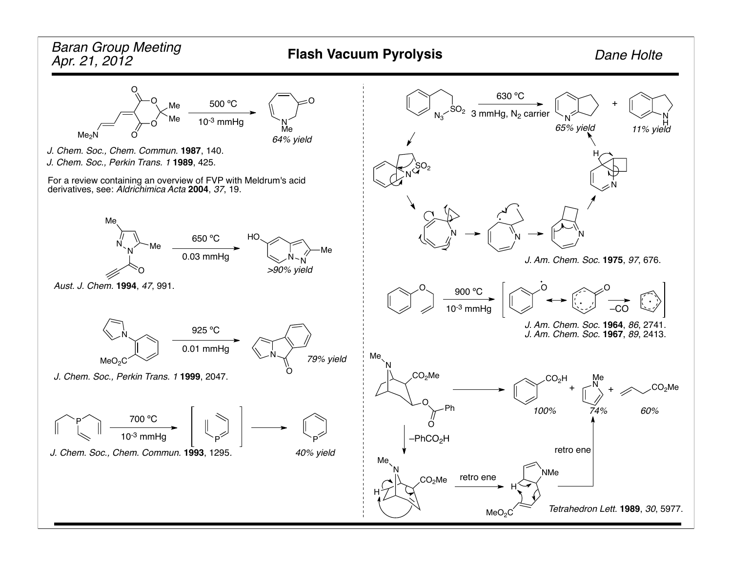500 ºC

$10^{-3}$ mmHg

64% yield

*J. Chem. Soc., Chem. Commun.* **1987**, 140.
*J. Chem. Soc., Perkin Trans. 1* **1989**, 425.

For a review containing an overview of FVP with Meldrum's acid derivatives, see: *Aldrichimica Acta* **2004**, *37*, 19.

650 ºC

0.03 mmHg

>90% yield

*Aust. J. Chem.* **1994**, *47*, 991.

925 ºC

0.01 mmHg

79% yield

*J. Chem. Soc., Perkin Trans. 1* **1999**, 2047.

700 ºC

$10^{-3}$ mmHg

40% yield

*J. Chem. Soc., Chem. Commun.* **1993**, 1295.

630 ºC

3 mmHg, $N_2$ carrier

65% yield

11% yield

*J. Am. Chem. Soc.* **1975**, *97*, 676.

900 ºC

$10^{-3}$ mmHg

–CO

*J. Am. Chem. Soc.* **1964**, *86*, 2741.
*J. Am. Chem. Soc.* **1967**, *89*, 2413.

100%

74%

60%

$-PhCO_2H$

retro ene

retro ene

*Tetrahedron Lett.* **1989**, *30*, 5977.